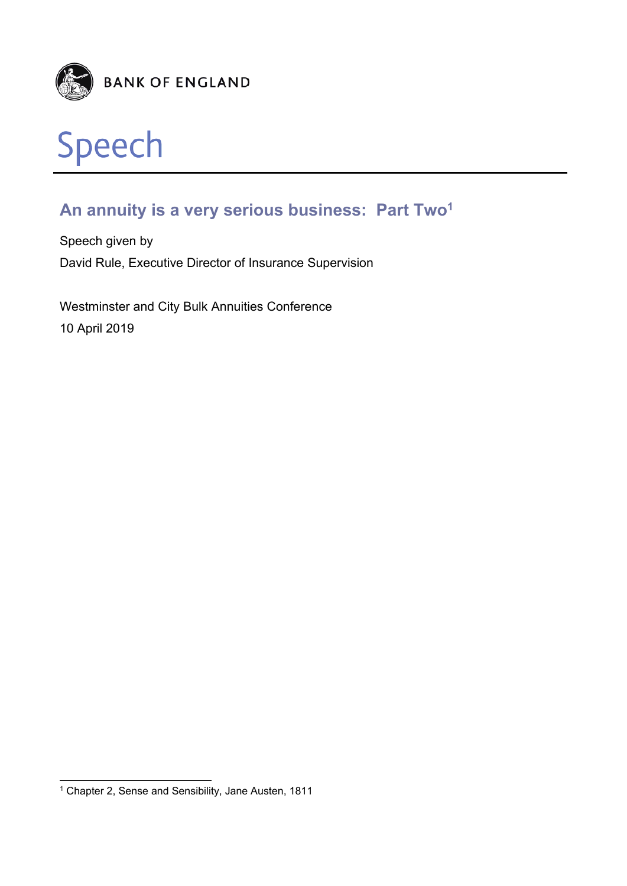BANK OF ENGLAND

# Speech

## An annuity is a very serious business: Part Two[1]

Speech given by

David Rule, Executive Director of Insurance Supervision

Westminster and City Bulk Annuities Conference

10 April 2019

[1] Chapter 2, Sense and Sensibility, Jane Austen, 1811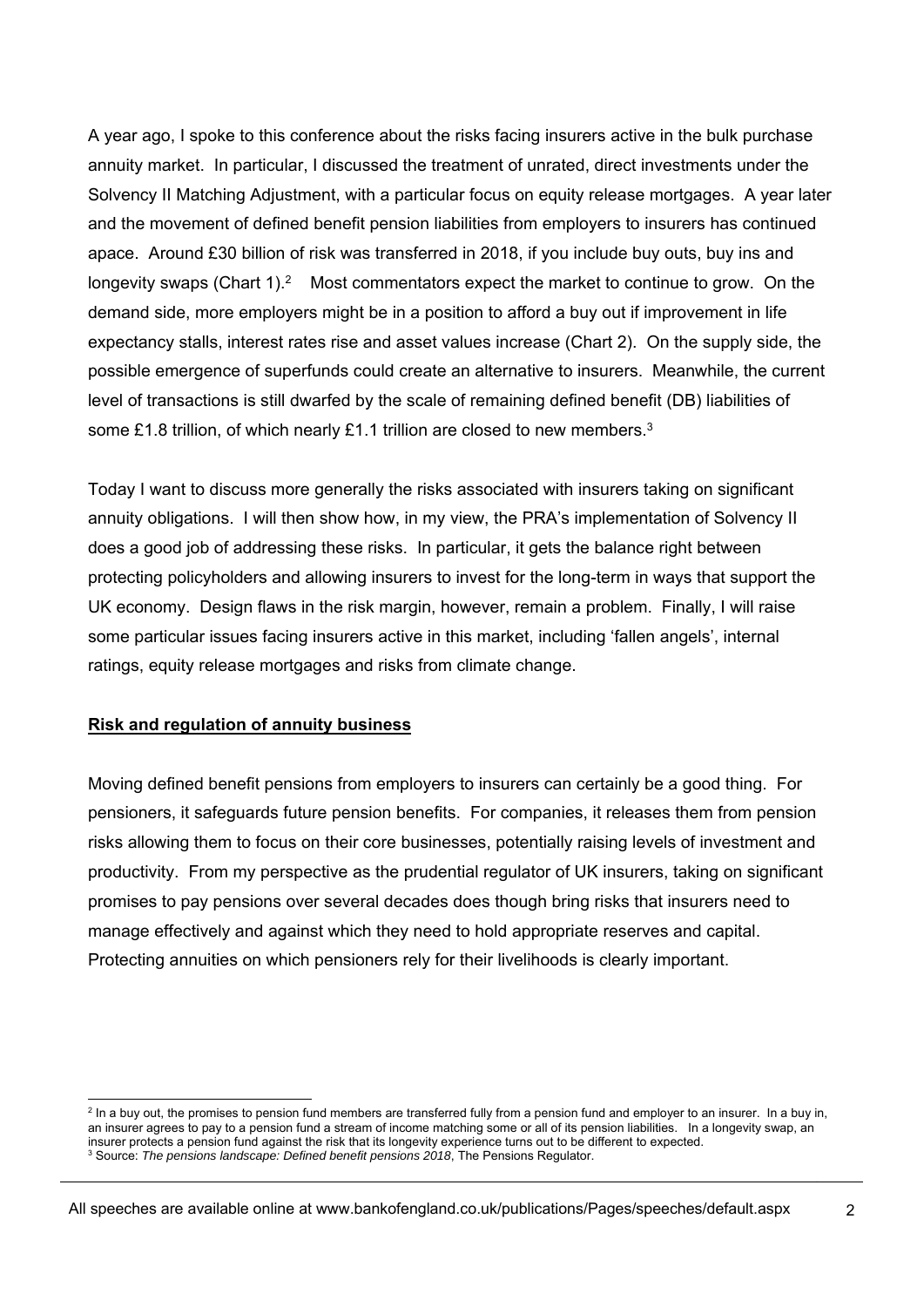A year ago, I spoke to this conference about the risks facing insurers active in the bulk purchase annuity market. In particular, I discussed the treatment of unrated, direct investments under the Solvency II Matching Adjustment, with a particular focus on equity release mortgages. A year later and the movement of defined benefit pension liabilities from employers to insurers has continued apace. Around £30 billion of risk was transferred in 2018, if you include buy outs, buy ins and longevity swaps (Chart 1).[2] Most commentators expect the market to continue to grow. On the demand side, more employers might be in a position to afford a buy out if improvement in life expectancy stalls, interest rates rise and asset values increase (Chart 2). On the supply side, the possible emergence of superfunds could create an alternative to insurers. Meanwhile, the current level of transactions is still dwarfed by the scale of remaining defined benefit (DB) liabilities of some £1.8 trillion, of which nearly £1.1 trillion are closed to new members.[3]

Today I want to discuss more generally the risks associated with insurers taking on significant annuity obligations. I will then show how, in my view, the PRA's implementation of Solvency II does a good job of addressing these risks. In particular, it gets the balance right between protecting policyholders and allowing insurers to invest for the long-term in ways that support the UK economy. Design flaws in the risk margin, however, remain a problem. Finally, I will raise some particular issues facing insurers active in this market, including 'fallen angels', internal ratings, equity release mortgages and risks from climate change.

## Risk and regulation of annuity business

Moving defined benefit pensions from employers to insurers can certainly be a good thing. For pensioners, it safeguards future pension benefits. For companies, it releases them from pension risks allowing them to focus on their core businesses, potentially raising levels of investment and productivity. From my perspective as the prudential regulator of UK insurers, taking on significant promises to pay pensions over several decades does though bring risks that insurers need to manage effectively and against which they need to hold appropriate reserves and capital. Protecting annuities on which pensioners rely for their livelihoods is clearly important.

---

[2] In a buy out, the promises to pension fund members are transferred fully from a pension fund and employer to an insurer. In a buy in, an insurer agrees to pay to a pension fund a stream of income matching some or all of its pension liabilities. In a longevity swap, an insurer protects a pension fund against the risk that its longevity experience turns out to be different to expected.

[3] Source: *The pensions landscape: Defined benefit pensions 2018*, The Pensions Regulator.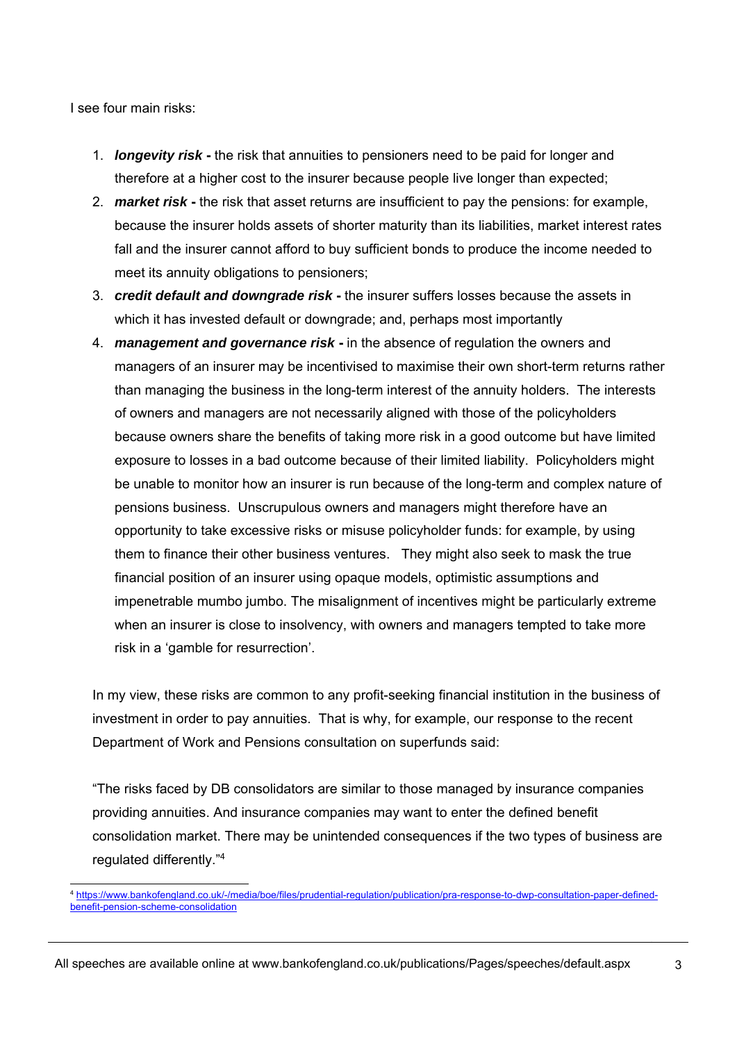I see four main risks:

1. ***longevity risk*** **-** the risk that annuities to pensioners need to be paid for longer and therefore at a higher cost to the insurer because people live longer than expected;
2. ***market risk*** **-** the risk that asset returns are insufficient to pay the pensions: for example, because the insurer holds assets of shorter maturity than its liabilities, market interest rates fall and the insurer cannot afford to buy sufficient bonds to produce the income needed to meet its annuity obligations to pensioners;
3. ***credit default and downgrade risk*** **-** the insurer suffers losses because the assets in which it has invested default or downgrade; and, perhaps most importantly
4. ***management and governance risk*** **-** in the absence of regulation the owners and managers of an insurer may be incentivised to maximise their own short-term returns rather than managing the business in the long-term interest of the annuity holders. The interests of owners and managers are not necessarily aligned with those of the policyholders because owners share the benefits of taking more risk in a good outcome but have limited exposure to losses in a bad outcome because of their limited liability. Policyholders might be unable to monitor how an insurer is run because of the long-term and complex nature of pensions business. Unscrupulous owners and managers might therefore have an opportunity to take excessive risks or misuse policyholder funds: for example, by using them to finance their other business ventures. They might also seek to mask the true financial position of an insurer using opaque models, optimistic assumptions and impenetrable mumbo jumbo. The misalignment of incentives might be particularly extreme when an insurer is close to insolvency, with owners and managers tempted to take more risk in a 'gamble for resurrection'.

In my view, these risks are common to any profit-seeking financial institution in the business of investment in order to pay annuities. That is why, for example, our response to the recent Department of Work and Pensions consultation on superfunds said:

"The risks faced by DB consolidators are similar to those managed by insurance companies providing annuities. And insurance companies may want to enter the defined benefit consolidation market. There may be unintended consequences if the two types of business are regulated differently."[4]

[4] https://www.bankofengland.co.uk/-/media/boe/files/prudential-regulation/publication/pra-response-to-dwp-consultation-paper-defined-benefit-pension-scheme-consolidation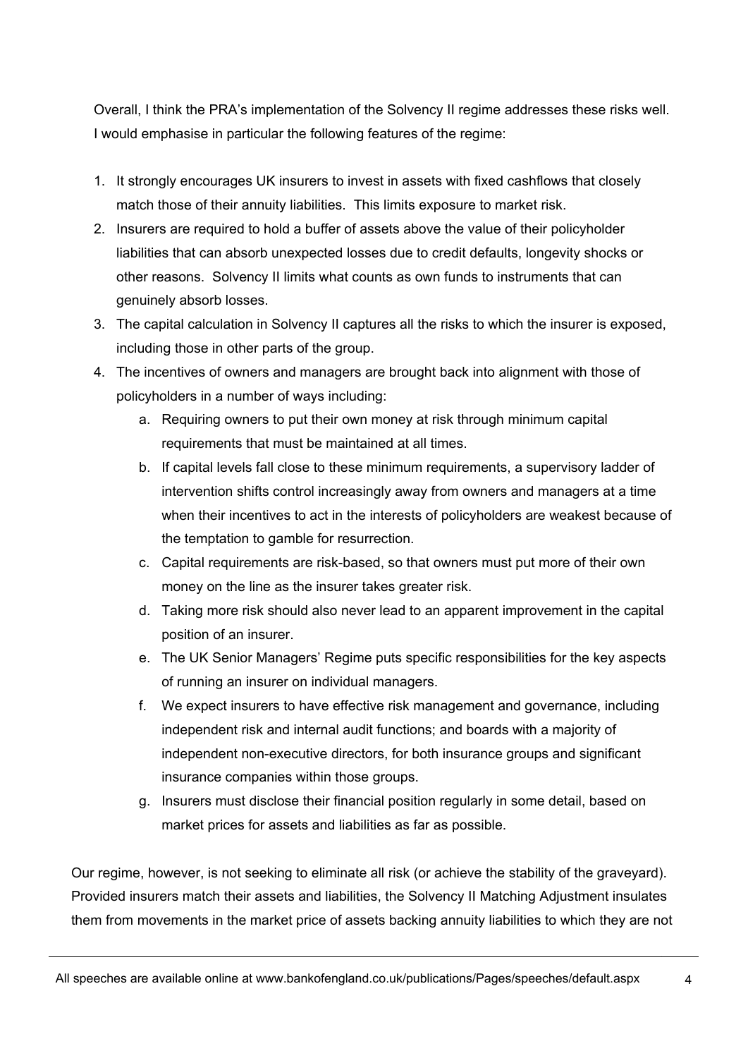Overall, I think the PRA's implementation of the Solvency II regime addresses these risks well. I would emphasise in particular the following features of the regime:

1. It strongly encourages UK insurers to invest in assets with fixed cashflows that closely match those of their annuity liabilities. This limits exposure to market risk.
2. Insurers are required to hold a buffer of assets above the value of their policyholder liabilities that can absorb unexpected losses due to credit defaults, longevity shocks or other reasons. Solvency II limits what counts as own funds to instruments that can genuinely absorb losses.
3. The capital calculation in Solvency II captures all the risks to which the insurer is exposed, including those in other parts of the group.
4. The incentives of owners and managers are brought back into alignment with those of policyholders in a number of ways including:
    a. Requiring owners to put their own money at risk through minimum capital requirements that must be maintained at all times.
    b. If capital levels fall close to these minimum requirements, a supervisory ladder of intervention shifts control increasingly away from owners and managers at a time when their incentives to act in the interests of policyholders are weakest because of the temptation to gamble for resurrection.
    c. Capital requirements are risk-based, so that owners must put more of their own money on the line as the insurer takes greater risk.
    d. Taking more risk should also never lead to an apparent improvement in the capital position of an insurer.
    e. The UK Senior Managers' Regime puts specific responsibilities for the key aspects of running an insurer on individual managers.
    f. We expect insurers to have effective risk management and governance, including independent risk and internal audit functions; and boards with a majority of independent non-executive directors, for both insurance groups and significant insurance companies within those groups.
    g. Insurers must disclose their financial position regularly in some detail, based on market prices for assets and liabilities as far as possible.

Our regime, however, is not seeking to eliminate all risk (or achieve the stability of the graveyard). Provided insurers match their assets and liabilities, the Solvency II Matching Adjustment insulates them from movements in the market price of assets backing annuity liabilities to which they are not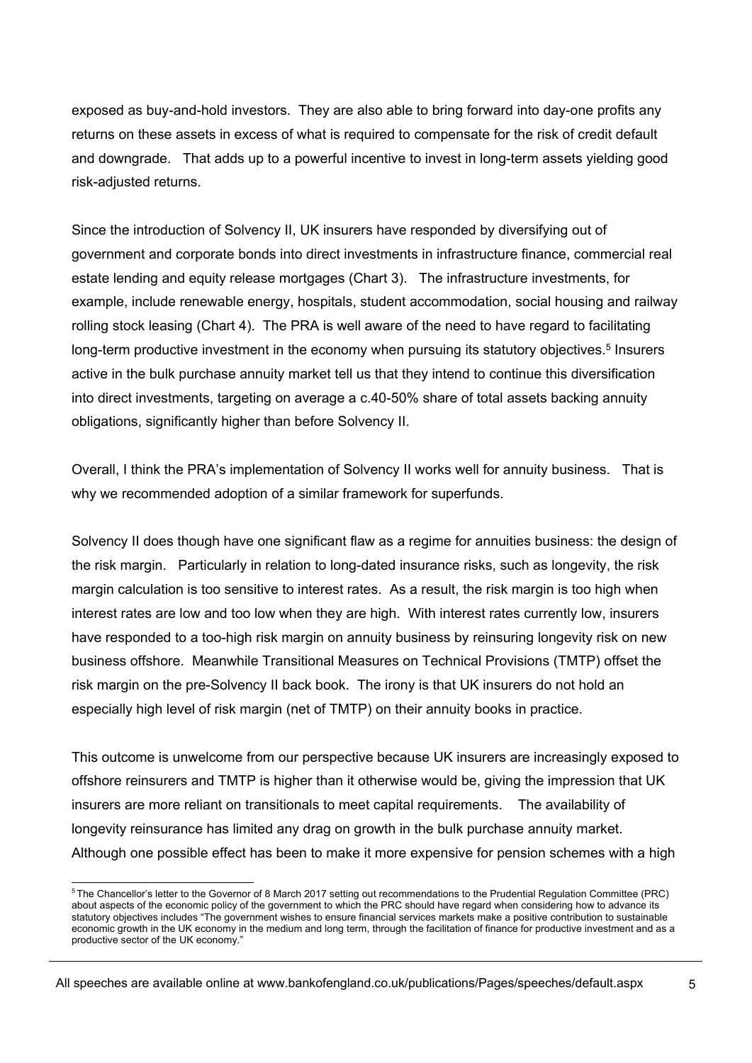exposed as buy-and-hold investors. They are also able to bring forward into day-one profits any returns on these assets in excess of what is required to compensate for the risk of credit default and downgrade. That adds up to a powerful incentive to invest in long-term assets yielding good risk-adjusted returns.

Since the introduction of Solvency II, UK insurers have responded by diversifying out of government and corporate bonds into direct investments in infrastructure finance, commercial real estate lending and equity release mortgages (Chart 3). The infrastructure investments, for example, include renewable energy, hospitals, student accommodation, social housing and railway rolling stock leasing (Chart 4). The PRA is well aware of the need to have regard to facilitating long-term productive investment in the economy when pursuing its statutory objectives.[5] Insurers active in the bulk purchase annuity market tell us that they intend to continue this diversification into direct investments, targeting on average a c.40-50% share of total assets backing annuity obligations, significantly higher than before Solvency II.

Overall, I think the PRA's implementation of Solvency II works well for annuity business. That is why we recommended adoption of a similar framework for superfunds.

Solvency II does though have one significant flaw as a regime for annuities business: the design of the risk margin. Particularly in relation to long-dated insurance risks, such as longevity, the risk margin calculation is too sensitive to interest rates. As a result, the risk margin is too high when interest rates are low and too low when they are high. With interest rates currently low, insurers have responded to a too-high risk margin on annuity business by reinsuring longevity risk on new business offshore. Meanwhile Transitional Measures on Technical Provisions (TMTP) offset the risk margin on the pre-Solvency II back book. The irony is that UK insurers do not hold an especially high level of risk margin (net of TMTP) on their annuity books in practice.

This outcome is unwelcome from our perspective because UK insurers are increasingly exposed to offshore reinsurers and TMTP is higher than it otherwise would be, giving the impression that UK insurers are more reliant on transitionals to meet capital requirements. The availability of longevity reinsurance has limited any drag on growth in the bulk purchase annuity market. Although one possible effect has been to make it more expensive for pension schemes with a high

---

[5] The Chancellor's letter to the Governor of 8 March 2017 setting out recommendations to the Prudential Regulation Committee (PRC) about aspects of the economic policy of the government to which the PRC should have regard when considering how to advance its statutory objectives includes "The government wishes to ensure financial services markets make a positive contribution to sustainable economic growth in the UK economy in the medium and long term, through the facilitation of finance for productive investment and as a productive sector of the UK economy."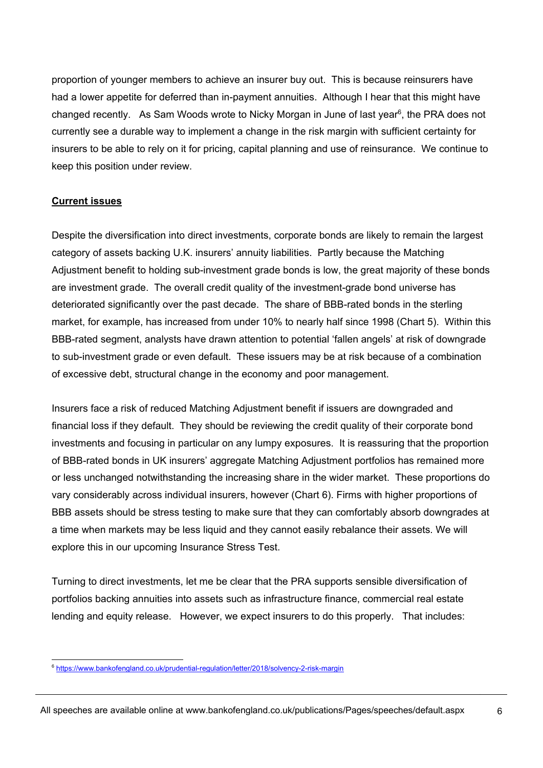proportion of younger members to achieve an insurer buy out. This is because reinsurers have had a lower appetite for deferred than in-payment annuities. Although I hear that this might have changed recently. As Sam Woods wrote to Nicky Morgan in June of last year[6], the PRA does not currently see a durable way to implement a change in the risk margin with sufficient certainty for insurers to be able to rely on it for pricing, capital planning and use of reinsurance. We continue to keep this position under review.

## Current issues

Despite the diversification into direct investments, corporate bonds are likely to remain the largest category of assets backing U.K. insurers' annuity liabilities. Partly because the Matching Adjustment benefit to holding sub-investment grade bonds is low, the great majority of these bonds are investment grade. The overall credit quality of the investment-grade bond universe has deteriorated significantly over the past decade. The share of BBB-rated bonds in the sterling market, for example, has increased from under 10% to nearly half since 1998 (Chart 5). Within this BBB-rated segment, analysts have drawn attention to potential 'fallen angels' at risk of downgrade to sub-investment grade or even default. These issuers may be at risk because of a combination of excessive debt, structural change in the economy and poor management.

Insurers face a risk of reduced Matching Adjustment benefit if issuers are downgraded and financial loss if they default. They should be reviewing the credit quality of their corporate bond investments and focusing in particular on any lumpy exposures. It is reassuring that the proportion of BBB-rated bonds in UK insurers' aggregate Matching Adjustment portfolios has remained more or less unchanged notwithstanding the increasing share in the wider market. These proportions do vary considerably across individual insurers, however (Chart 6). Firms with higher proportions of BBB assets should be stress testing to make sure that they can comfortably absorb downgrades at a time when markets may be less liquid and they cannot easily rebalance their assets. We will explore this in our upcoming Insurance Stress Test.

Turning to direct investments, let me be clear that the PRA supports sensible diversification of portfolios backing annuities into assets such as infrastructure finance, commercial real estate lending and equity release. However, we expect insurers to do this properly. That includes:

[6] https://www.bankofengland.co.uk/prudential-regulation/letter/2018/solvency-2-risk-margin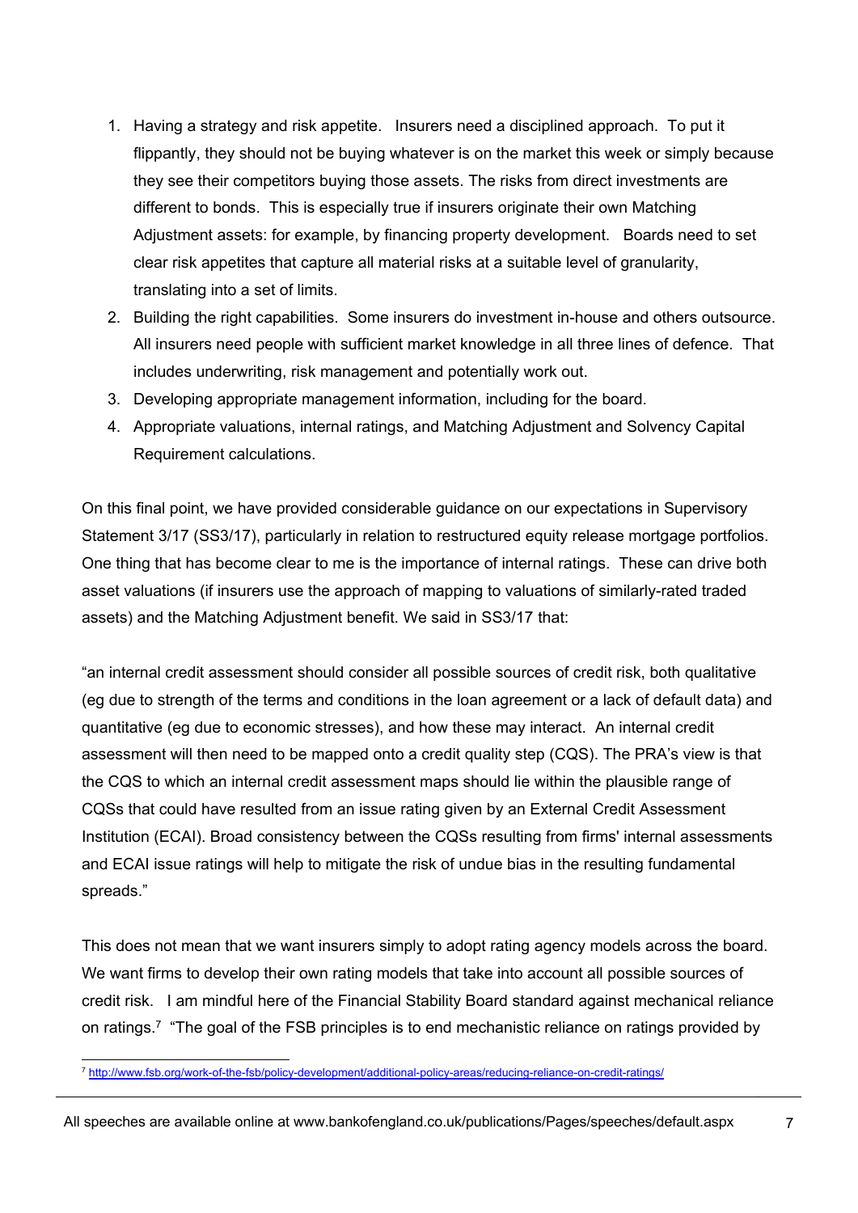1. Having a strategy and risk appetite. Insurers need a disciplined approach. To put it flippantly, they should not be buying whatever is on the market this week or simply because they see their competitors buying those assets. The risks from direct investments are different to bonds. This is especially true if insurers originate their own Matching Adjustment assets: for example, by financing property development. Boards need to set clear risk appetites that capture all material risks at a suitable level of granularity, translating into a set of limits.
2. Building the right capabilities. Some insurers do investment in-house and others outsource. All insurers need people with sufficient market knowledge in all three lines of defence. That includes underwriting, risk management and potentially work out.
3. Developing appropriate management information, including for the board.
4. Appropriate valuations, internal ratings, and Matching Adjustment and Solvency Capital Requirement calculations.

On this final point, we have provided considerable guidance on our expectations in Supervisory Statement 3/17 (SS3/17), particularly in relation to restructured equity release mortgage portfolios. One thing that has become clear to me is the importance of internal ratings. These can drive both asset valuations (if insurers use the approach of mapping to valuations of similarly-rated traded assets) and the Matching Adjustment benefit. We said in SS3/17 that:

"an internal credit assessment should consider all possible sources of credit risk, both qualitative (eg due to strength of the terms and conditions in the loan agreement or a lack of default data) and quantitative (eg due to economic stresses), and how these may interact. An internal credit assessment will then need to be mapped onto a credit quality step (CQS). The PRA's view is that the CQS to which an internal credit assessment maps should lie within the plausible range of CQSs that could have resulted from an issue rating given by an External Credit Assessment Institution (ECAI). Broad consistency between the CQSs resulting from firms' internal assessments and ECAI issue ratings will help to mitigate the risk of undue bias in the resulting fundamental spreads."

This does not mean that we want insurers simply to adopt rating agency models across the board. We want firms to develop their own rating models that take into account all possible sources of credit risk. I am mindful here of the Financial Stability Board standard against mechanical reliance on ratings.[7] "The goal of the FSB principles is to end mechanistic reliance on ratings provided by

[7] http://www.fsb.org/work-of-the-fsb/policy-development/additional-policy-areas/reducing-reliance-on-credit-ratings/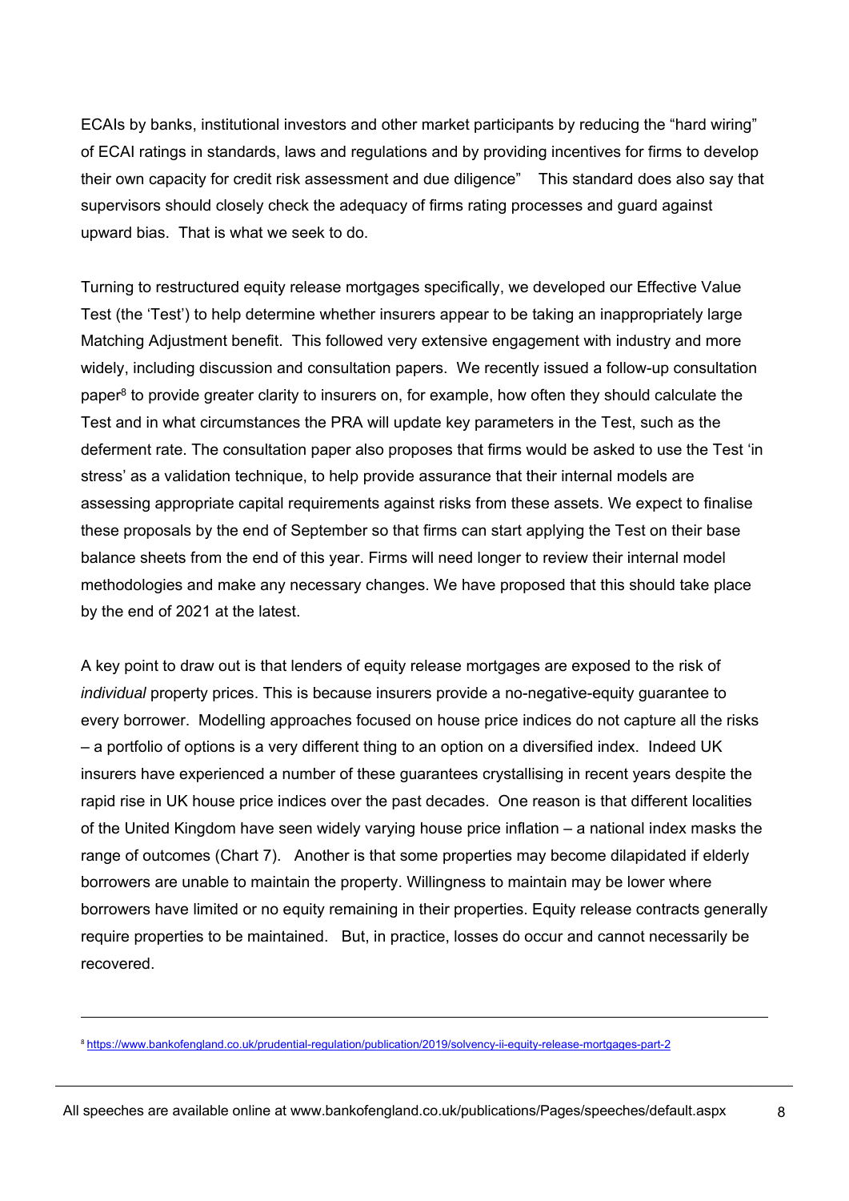ECAIs by banks, institutional investors and other market participants by reducing the "hard wiring" of ECAI ratings in standards, laws and regulations and by providing incentives for firms to develop their own capacity for credit risk assessment and due diligence" This standard does also say that supervisors should closely check the adequacy of firms rating processes and guard against upward bias. That is what we seek to do.

Turning to restructured equity release mortgages specifically, we developed our Effective Value Test (the 'Test') to help determine whether insurers appear to be taking an inappropriately large Matching Adjustment benefit. This followed very extensive engagement with industry and more widely, including discussion and consultation papers. We recently issued a follow-up consultation paper[8] to provide greater clarity to insurers on, for example, how often they should calculate the Test and in what circumstances the PRA will update key parameters in the Test, such as the deferment rate. The consultation paper also proposes that firms would be asked to use the Test 'in stress' as a validation technique, to help provide assurance that their internal models are assessing appropriate capital requirements against risks from these assets. We expect to finalise these proposals by the end of September so that firms can start applying the Test on their base balance sheets from the end of this year. Firms will need longer to review their internal model methodologies and make any necessary changes. We have proposed that this should take place by the end of 2021 at the latest.

A key point to draw out is that lenders of equity release mortgages are exposed to the risk of *individual* property prices. This is because insurers provide a no-negative-equity guarantee to every borrower. Modelling approaches focused on house price indices do not capture all the risks – a portfolio of options is a very different thing to an option on a diversified index. Indeed UK insurers have experienced a number of these guarantees crystallising in recent years despite the rapid rise in UK house price indices over the past decades. One reason is that different localities of the United Kingdom have seen widely varying house price inflation – a national index masks the range of outcomes (Chart 7). Another is that some properties may become dilapidated if elderly borrowers are unable to maintain the property. Willingness to maintain may be lower where borrowers have limited or no equity remaining in their properties. Equity release contracts generally require properties to be maintained. But, in practice, losses do occur and cannot necessarily be recovered.

---

[8] https://www.bankofengland.co.uk/prudential-regulation/publication/2019/solvency-ii-equity-release-mortgages-part-2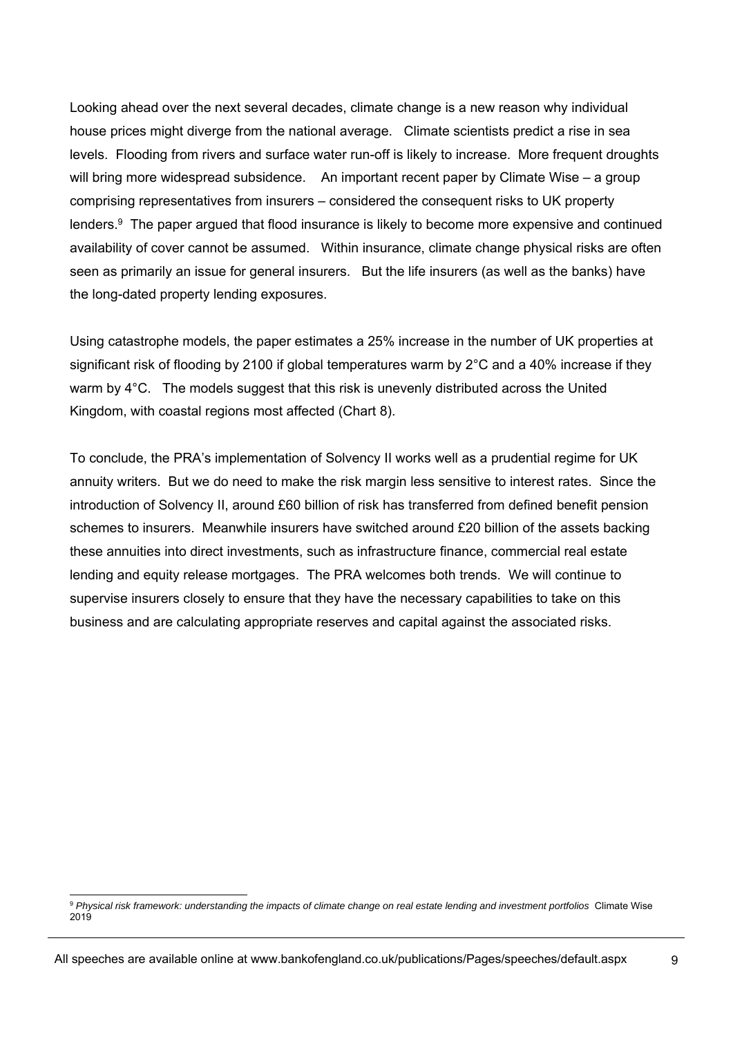Looking ahead over the next several decades, climate change is a new reason why individual house prices might diverge from the national average. Climate scientists predict a rise in sea levels. Flooding from rivers and surface water run-off is likely to increase. More frequent droughts will bring more widespread subsidence. An important recent paper by Climate Wise – a group comprising representatives from insurers – considered the consequent risks to UK property lenders.[9] The paper argued that flood insurance is likely to become more expensive and continued availability of cover cannot be assumed. Within insurance, climate change physical risks are often seen as primarily an issue for general insurers. But the life insurers (as well as the banks) have the long-dated property lending exposures.

Using catastrophe models, the paper estimates a 25% increase in the number of UK properties at significant risk of flooding by 2100 if global temperatures warm by 2°C and a 40% increase if they warm by 4°C. The models suggest that this risk is unevenly distributed across the United Kingdom, with coastal regions most affected (Chart 8).

To conclude, the PRA's implementation of Solvency II works well as a prudential regime for UK annuity writers. But we do need to make the risk margin less sensitive to interest rates. Since the introduction of Solvency II, around £60 billion of risk has transferred from defined benefit pension schemes to insurers. Meanwhile insurers have switched around £20 billion of the assets backing these annuities into direct investments, such as infrastructure finance, commercial real estate lending and equity release mortgages. The PRA welcomes both trends. We will continue to supervise insurers closely to ensure that they have the necessary capabilities to take on this business and are calculating appropriate reserves and capital against the associated risks.

---

[9] *Physical risk framework: understanding the impacts of climate change on real estate lending and investment portfolios* Climate Wise 2019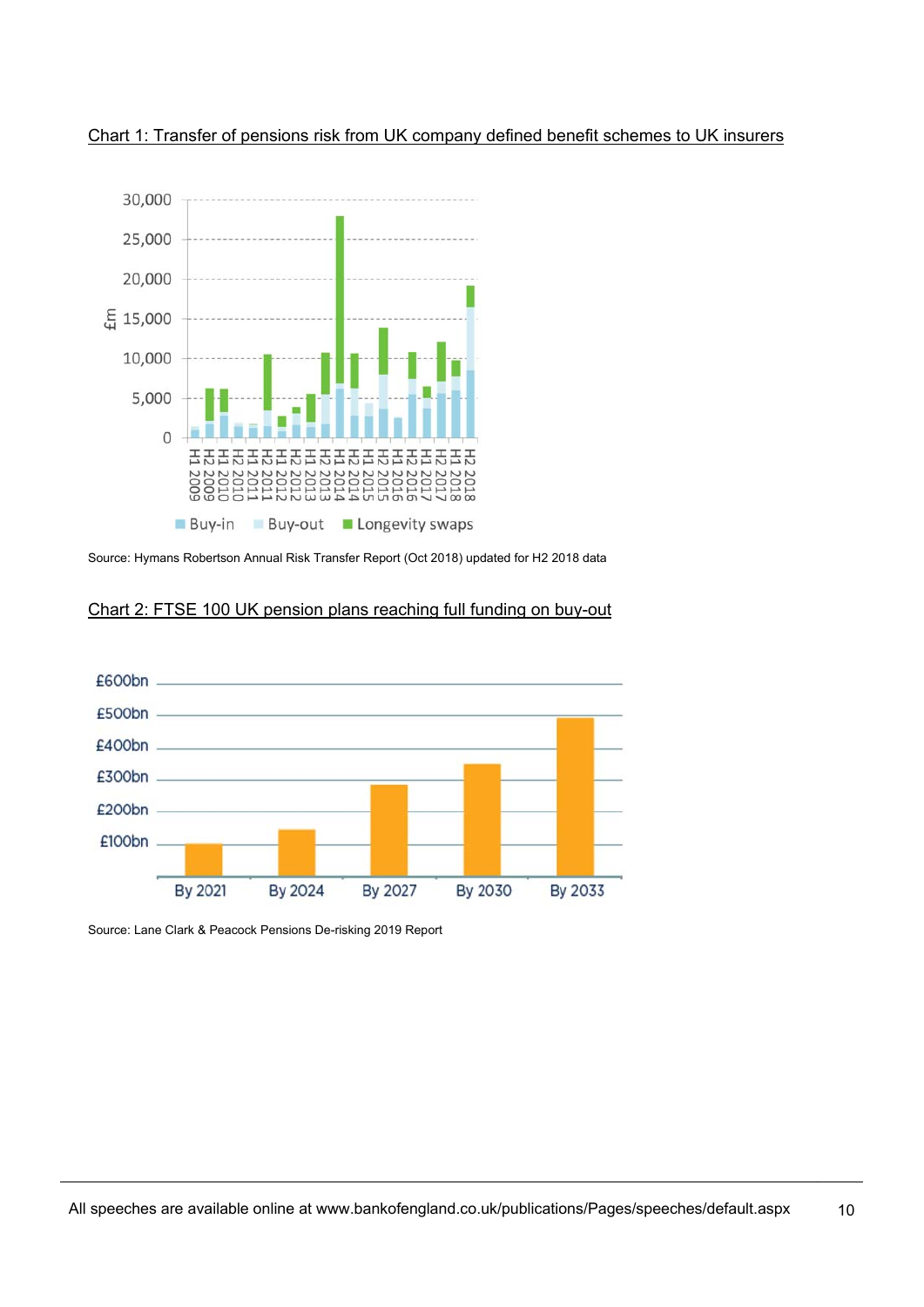Chart 1: Transfer of pensions risk from UK company defined benefit schemes to UK insurers

Source: Hymans Robertson Annual Risk Transfer Report (Oct 2018) updated for H2 2018 data

Chart 2: FTSE 100 UK pension plans reaching full funding on buy-out

Source: Lane Clark & Peacock Pensions De-risking 2019 Report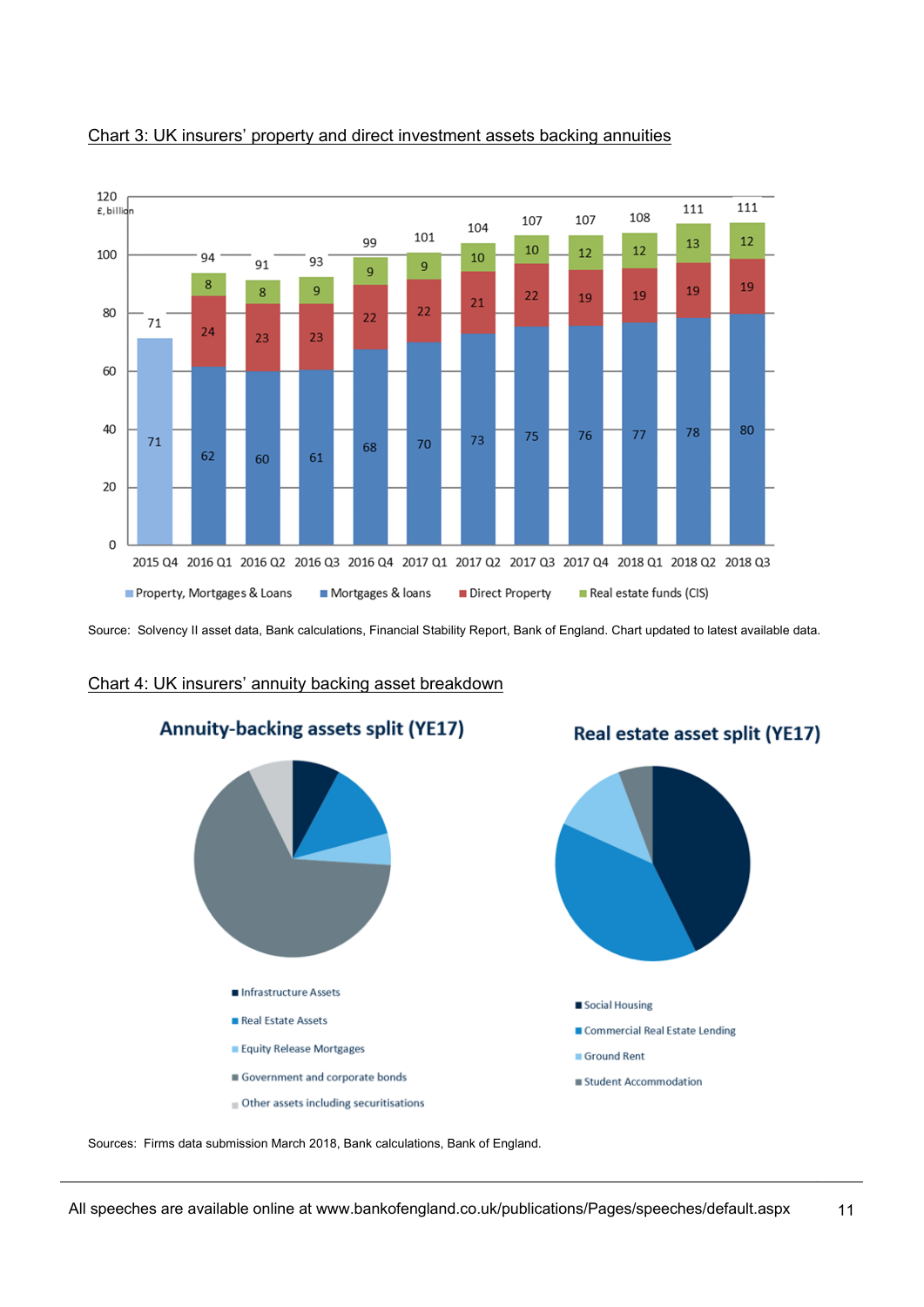Chart 3: UK insurers' property and direct investment assets backing annuities

| £, billion | Property, Mortgages & Loans | Mortgages & loans | Direct Property | Real estate funds (CIS) | Total |
|---|---|---|---|---|---|
| 2015 Q4 | 71 | | | | 71 |
| 2016 Q1 | | 62 | 24 | 8 | 94 |
| 2016 Q2 | | 60 | 23 | 8 | 91 |
| 2016 Q3 | | 61 | 23 | 9 | 93 |
| 2016 Q4 | | 68 | 22 | 9 | 99 |
| 2017 Q1 | | 70 | 22 | 9 | 101 |
| 2017 Q2 | | 73 | 21 | 10 | 104 |
| 2017 Q3 | | 75 | 22 | 10 | 107 |
| 2017 Q4 | | 76 | 19 | 12 | 107 |
| 2018 Q1 | | 77 | 19 | 12 | 108 |
| 2018 Q2 | | 78 | 19 | 13 | 111 |
| 2018 Q3 | | 80 | 19 | 12 | 111 |

Source: Solvency II asset data, Bank calculations, Financial Stability Report, Bank of England. Chart updated to latest available data.

Chart 4: UK insurers' annuity backing asset breakdown

**Annuity-backing assets split (YE17)**

- Infrastructure Assets
- Real Estate Assets
- Equity Release Mortgages
- Government and corporate bonds
- Other assets including securitisations

**Real estate asset split (YE17)**

- Social Housing
- Commercial Real Estate Lending
- Ground Rent
- Student Accommodation

Sources: Firms data submission March 2018, Bank calculations, Bank of England.

All speeches are available online at www.bankofengland.co.uk/publications/Pages/speeches/default.aspx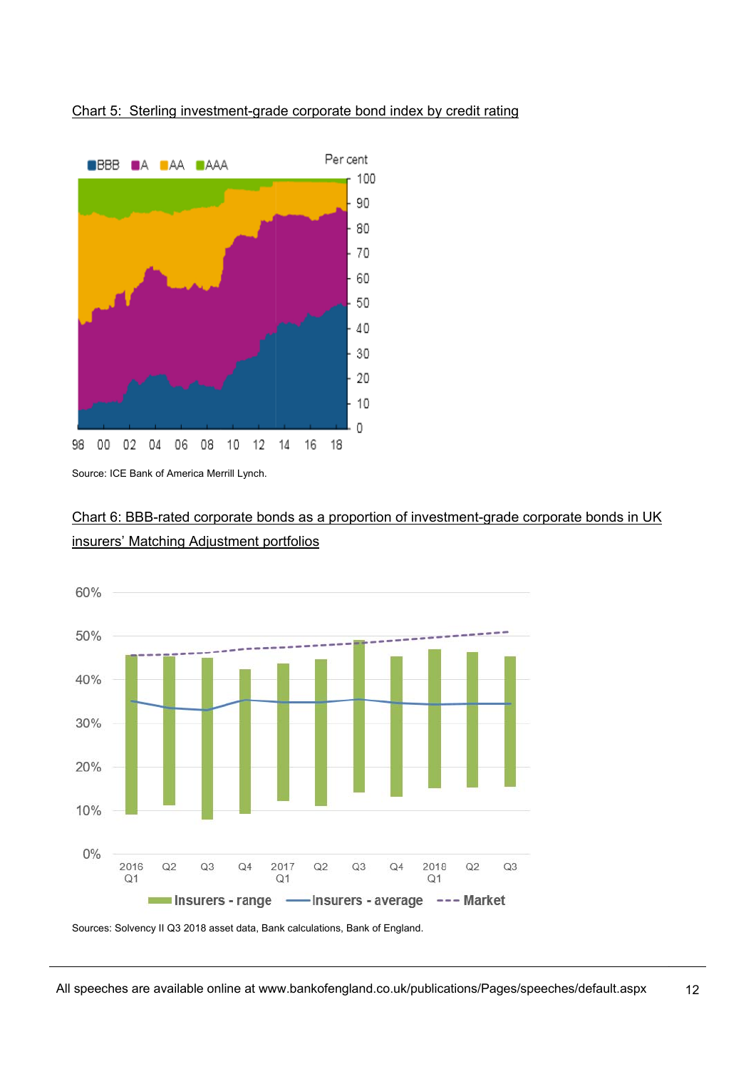Chart 5: Sterling investment-grade corporate bond index by credit rating

Source: ICE Bank of America Merrill Lynch.

Chart 6: BBB-rated corporate bonds as a proportion of investment-grade corporate bonds in UK insurers' Matching Adjustment portfolios

Sources: Solvency II Q3 2018 asset data, Bank calculations, Bank of England.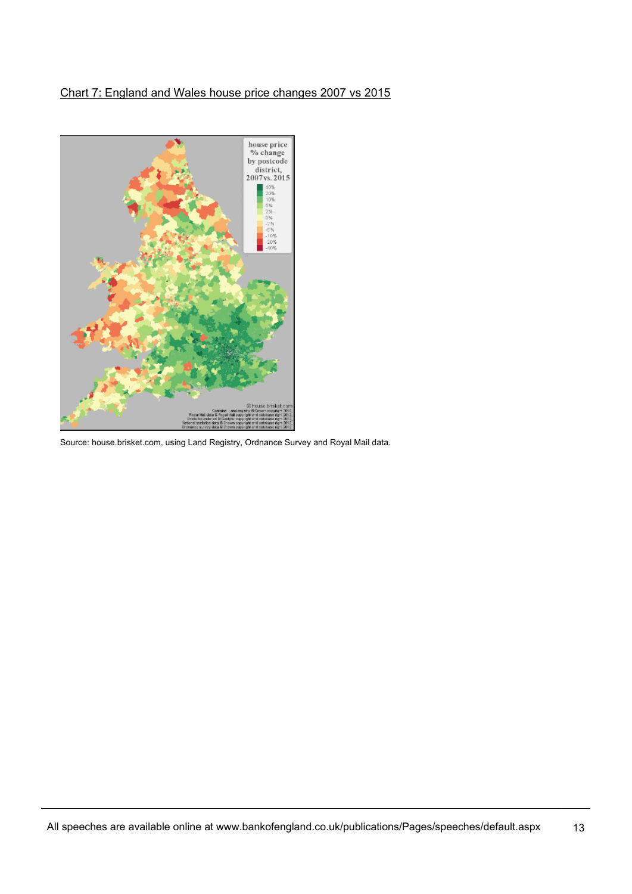Chart 7: England and Wales house price changes 2007 vs 2015

Source: house.brisket.com, using Land Registry, Ordnance Survey and Royal Mail data.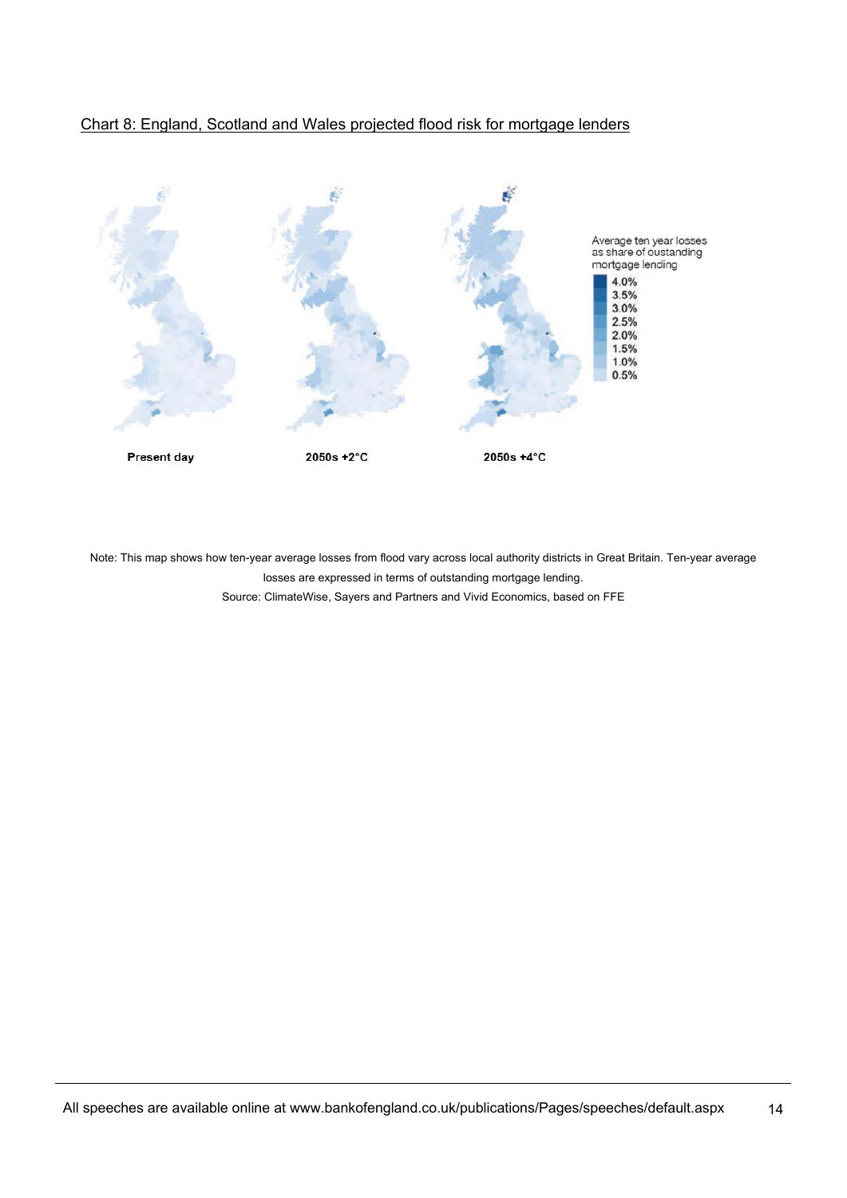Chart 8: England, Scotland and Wales projected flood risk for mortgage lenders

Average ten year losses as share of oustanding mortgage lending

4.0%
3.5%
3.0%
2.5%
2.0%
1.5%
1.0%
0.5%

Present day

2050s +2°C

2050s +4°C

Note: This map shows how ten-year average losses from flood vary across local authority districts in Great Britain. Ten-year average losses are expressed in terms of outstanding mortgage lending.

Source: ClimateWise, Sayers and Partners and Vivid Economics, based on FFE